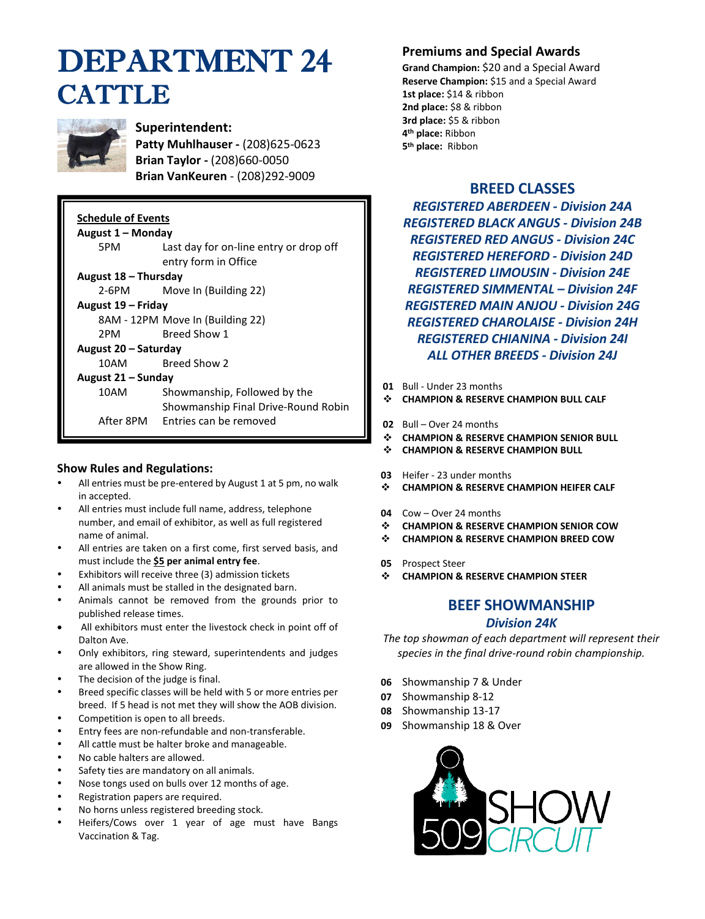# DEPARTMENT 24 CATTLE

**Superintendent:**
**Patty Muhlhauser -** (208)625-0623
**Brian Taylor -** (208)660-0050
**Brian VanKeuren** - (208)292-9009

**Schedule of Events**

**August 1 – Monday**
- 5PM — Last day for on-line entry or drop off entry form in Office

**August 18 – Thursday**
- 2-6PM — Move In (Building 22)

**August 19 – Friday**
- 8AM - 12PM — Move In (Building 22)
- 2PM — Breed Show 1

**August 20 – Saturday**
- 10AM — Breed Show 2

**August 21 – Sunday**
- 10AM — Showmanship, Followed by the Showmanship Final Drive-Round Robin
- After 8PM — Entries can be removed

## Show Rules and Regulations:

- All entries must be pre-entered by August 1 at 5 pm, no walk in accepted.
- All entries must include full name, address, telephone number, and email of exhibitor, as well as full registered name of animal.
- All entries are taken on a first come, first served basis, and must include the **$5 per animal entry fee**.
- Exhibitors will receive three (3) admission tickets
- All animals must be stalled in the designated barn.
- Animals cannot be removed from the grounds prior to published release times.
- All exhibitors must enter the livestock check in point off of Dalton Ave.
- Only exhibitors, ring steward, superintendents and judges are allowed in the Show Ring.
- The decision of the judge is final.
- Breed specific classes will be held with 5 or more entries per breed. If 5 head is not met they will show the AOB division.
- Competition is open to all breeds.
- Entry fees are non-refundable and non-transferable.
- All cattle must be halter broke and manageable.
- No cable halters are allowed.
- Safety ties are mandatory on all animals.
- Nose tongs used on bulls over 12 months of age.
- Registration papers are required.
- No horns unless registered breeding stock.
- Heifers/Cows over 1 year of age must have Bangs Vaccination & Tag.

## Premiums and Special Awards

**Grand Champion:** $20 and a Special Award
**Reserve Champion:** $15 and a Special Award
**1st place:** $14 & ribbon
**2nd place:** $8 & ribbon
**3rd place:** $5 & ribbon
**4th place:** Ribbon
**5th place:** Ribbon

## BREED CLASSES

*REGISTERED ABERDEEN - Division 24A*
*REGISTERED BLACK ANGUS - Division 24B*
*REGISTERED RED ANGUS - Division 24C*
*REGISTERED HEREFORD - Division 24D*
*REGISTERED LIMOUSIN - Division 24E*
*REGISTERED SIMMENTAL – Division 24F*
*REGISTERED MAIN ANJOU - Division 24G*
*REGISTERED CHAROLAISE - Division 24H*
*REGISTERED CHIANINA - Division 24I*
*ALL OTHER BREEDS - Division 24J*

**01** Bull - Under 23 months
- **CHAMPION & RESERVE CHAMPION BULL CALF**

**02** Bull – Over 24 months
- **CHAMPION & RESERVE CHAMPION SENIOR BULL**
- **CHAMPION & RESERVE CHAMPION BULL**

**03** Heifer - 23 under months
- **CHAMPION & RESERVE CHAMPION HEIFER CALF**

**04** Cow – Over 24 months
- **CHAMPION & RESERVE CHAMPION SENIOR COW**
- **CHAMPION & RESERVE CHAMPION BREED COW**

**05** Prospect Steer
- **CHAMPION & RESERVE CHAMPION STEER**

## BEEF SHOWMANSHIP

*Division 24K*

*The top showman of each department will represent their species in the final drive-round robin championship.*

**06** Showmanship 7 & Under
**07** Showmanship 8-12
**08** Showmanship 13-17
**09** Showmanship 18 & Over

509 SHOW CIRCUIT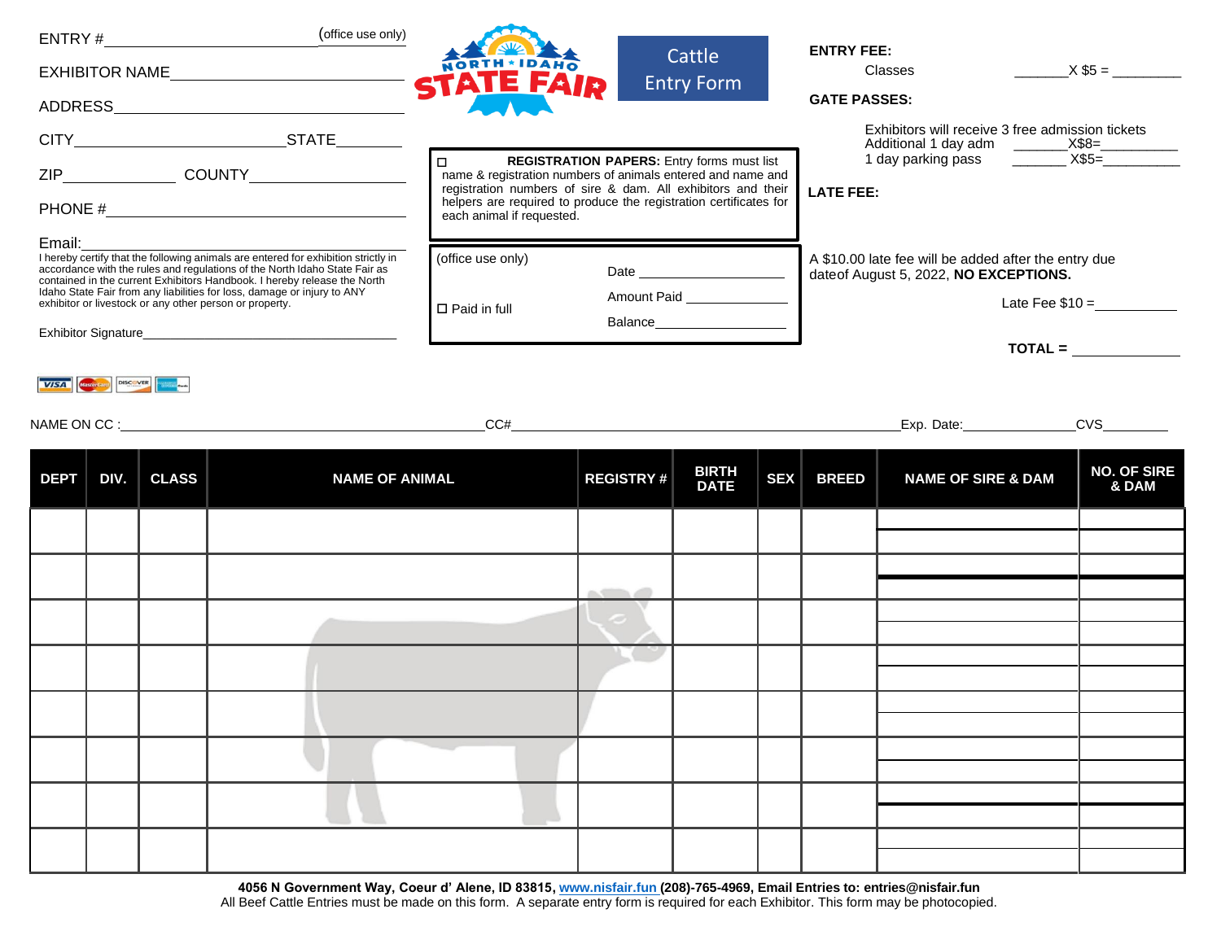ENTRY #________________________ (office use only)

EXHIBITOR NAME________________________

ADDRESS________________________

CITY________________________STATE________

ZIP______________ COUNTY________________

PHONE #________________________

Email:________________________

I hereby certify that the following animals are entered for exhibition strictly in accordance with the rules and regulations of the North Idaho State Fair as contained in the current Exhibitors Handbook. I hereby release the North Idaho State Fair from any liabilities for loss, damage or injury to ANY exhibitor or livestock or any other person or property.

Exhibitor Signature________________________

# NORTH ★ IDAHO STATE FAIR

## Cattle Entry Form

☐ **REGISTRATION PAPERS:** Entry forms must list name & registration numbers of animals entered and name and registration numbers of sire & dam. All exhibitors and their helpers are required to produce the registration certificates for each animal if requested.

(office use only)

Date ________________

Amount Paid ________________

☐ Paid in full

Balance________________

**ENTRY FEE:**

Classes _______X $5 = _________

**GATE PASSES:**

Exhibitors will receive 3 free admission tickets

Additional 1 day adm _______X$8=__________

1 day parking pass _______ X$5=__________

**LATE FEE:**

A $10.00 late fee will be added after the entry due dateof August 5, 2022, **NO EXCEPTIONS.**

Late Fee $10 =___________

**TOTAL =** ______________

VISA MasterCard DISCOVER AMERICAN EXPRESS

NAME ON CC :________________________CC#________________________Exp. Date:______________CVS_________

| DEPT | DIV. | CLASS | NAME OF ANIMAL | REGISTRY # | BIRTH DATE | SEX | BREED | NAME OF SIRE & DAM | NO. OF SIRE & DAM |
|---|---|---|---|---|---|---|---|---|---|
| | | | | | | | | | |
| | | | | | | | | | |
| | | | | | | | | | |
| | | | | | | | | | |
| | | | | | | | | | |
| | | | | | | | | | |
| | | | | | | | | | |
| | | | | | | | | | |

**4056 N Government Way, Coeur d' Alene, ID 83815, www.nisfair.fun (208)-765-4969, Email Entries to: entries@nisfair.fun**

All Beef Cattle Entries must be made on this form. A separate entry form is required for each Exhibitor. This form may be photocopied.